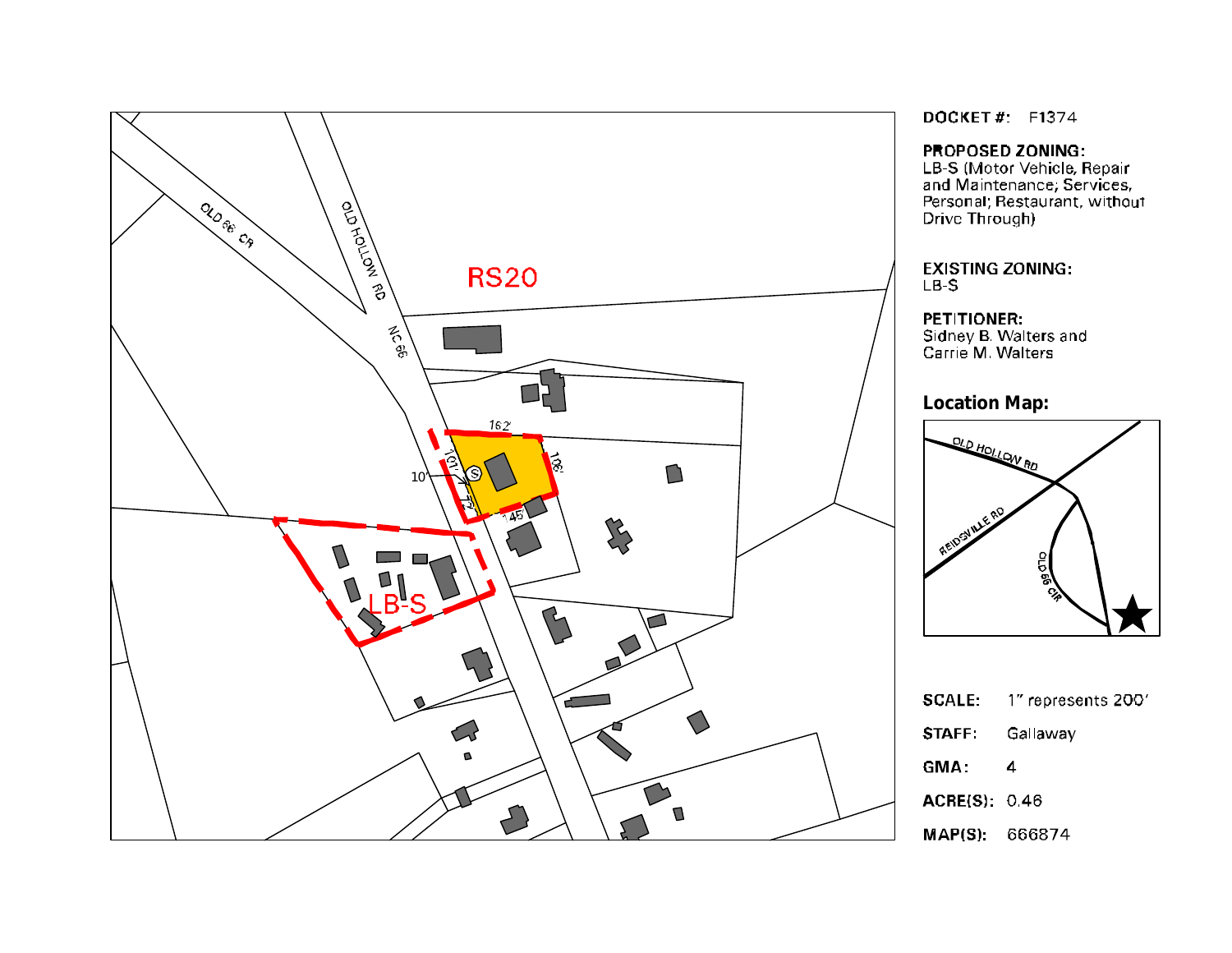**DOCKET #:** F1374

**PROPOSED ZONING:**
LB-S (Motor Vehicle, Repair and Maintenance; Services, Personal; Restaurant, without Drive Through)

**EXISTING ZONING:**
LB-S

**PETITIONER:**
Sidney B. Walters and Carrie M. Walters

**Location Map:**

| | |
|---|---|
| **SCALE:** | 1" represents 200' |
| **STAFF:** | Gallaway |
| **GMA:** | 4 |
| **ACRE(S):** | 0.46 |
| **MAP(S):** | 666874 |

OLD 66 CR

OLD HOLLOW RD

NC 66

RS20

LB-S

162'

101'

106'

10'

77'

145'

OLD HOLLOW RD

REIDSVILLE RD

OLD 66 CIR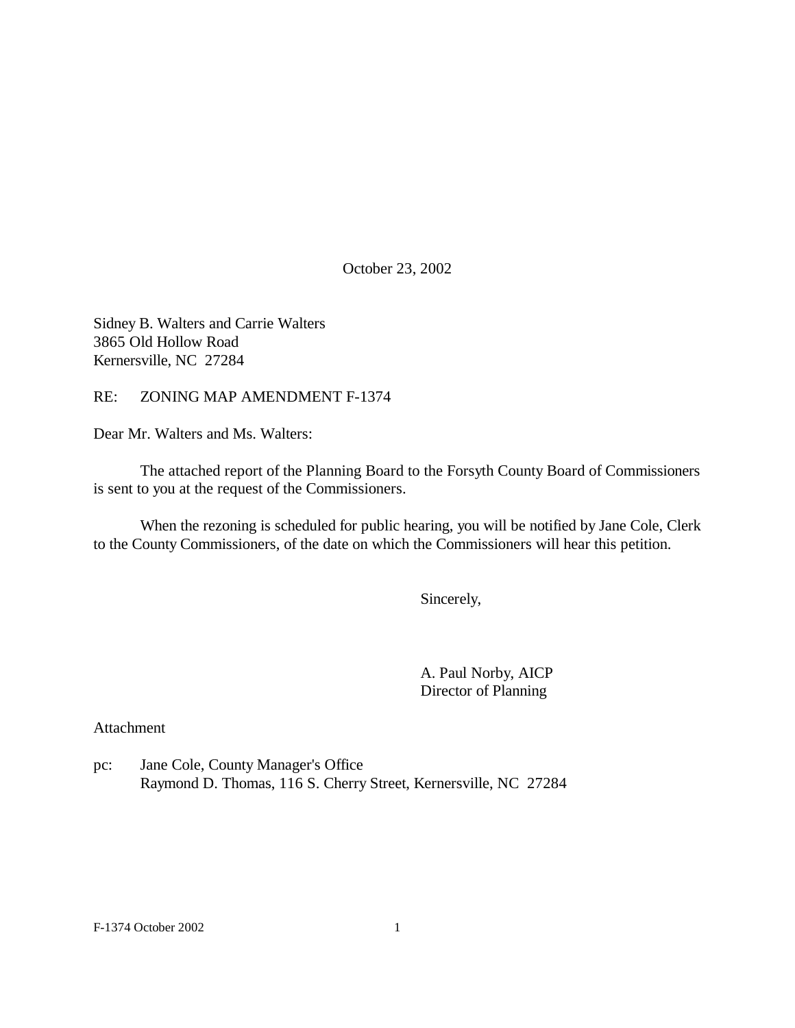October 23, 2002

Sidney B. Walters and Carrie Walters
3865 Old Hollow Road
Kernersville, NC 27284

RE: ZONING MAP AMENDMENT F-1374

Dear Mr. Walters and Ms. Walters:

The attached report of the Planning Board to the Forsyth County Board of Commissioners is sent to you at the request of the Commissioners.

When the rezoning is scheduled for public hearing, you will be notified by Jane Cole, Clerk to the County Commissioners, of the date on which the Commissioners will hear this petition.

Sincerely,

A. Paul Norby, AICP
Director of Planning

Attachment

pc: Jane Cole, County Manager's Office
Raymond D. Thomas, 116 S. Cherry Street, Kernersville, NC 27284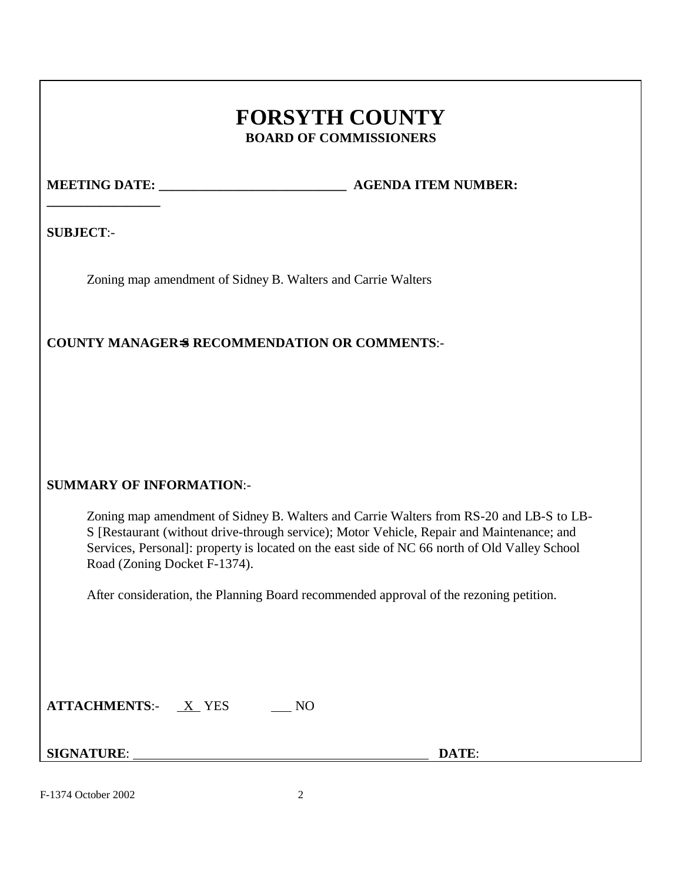# FORSYTH COUNTY

## BOARD OF COMMISSIONERS

**MEETING DATE: ___________________________ AGENDA ITEM NUMBER: _________________**

**SUBJECT**:-

Zoning map amendment of Sidney B. Walters and Carrie Walters

**COUNTY MANAGER=S RECOMMENDATION OR COMMENTS**:-

**SUMMARY OF INFORMATION**:-

Zoning map amendment of Sidney B. Walters and Carrie Walters from RS-20 and LB-S to LB-S [Restaurant (without drive-through service); Motor Vehicle, Repair and Maintenance; and Services, Personal]: property is located on the east side of NC 66 north of Old Valley School Road (Zoning Docket F-1374).

After consideration, the Planning Board recommended approval of the rezoning petition.

**ATTACHMENTS**:- X YES ___ NO

**SIGNATURE**: ______________________________ **DATE**:

F-1374 October 2002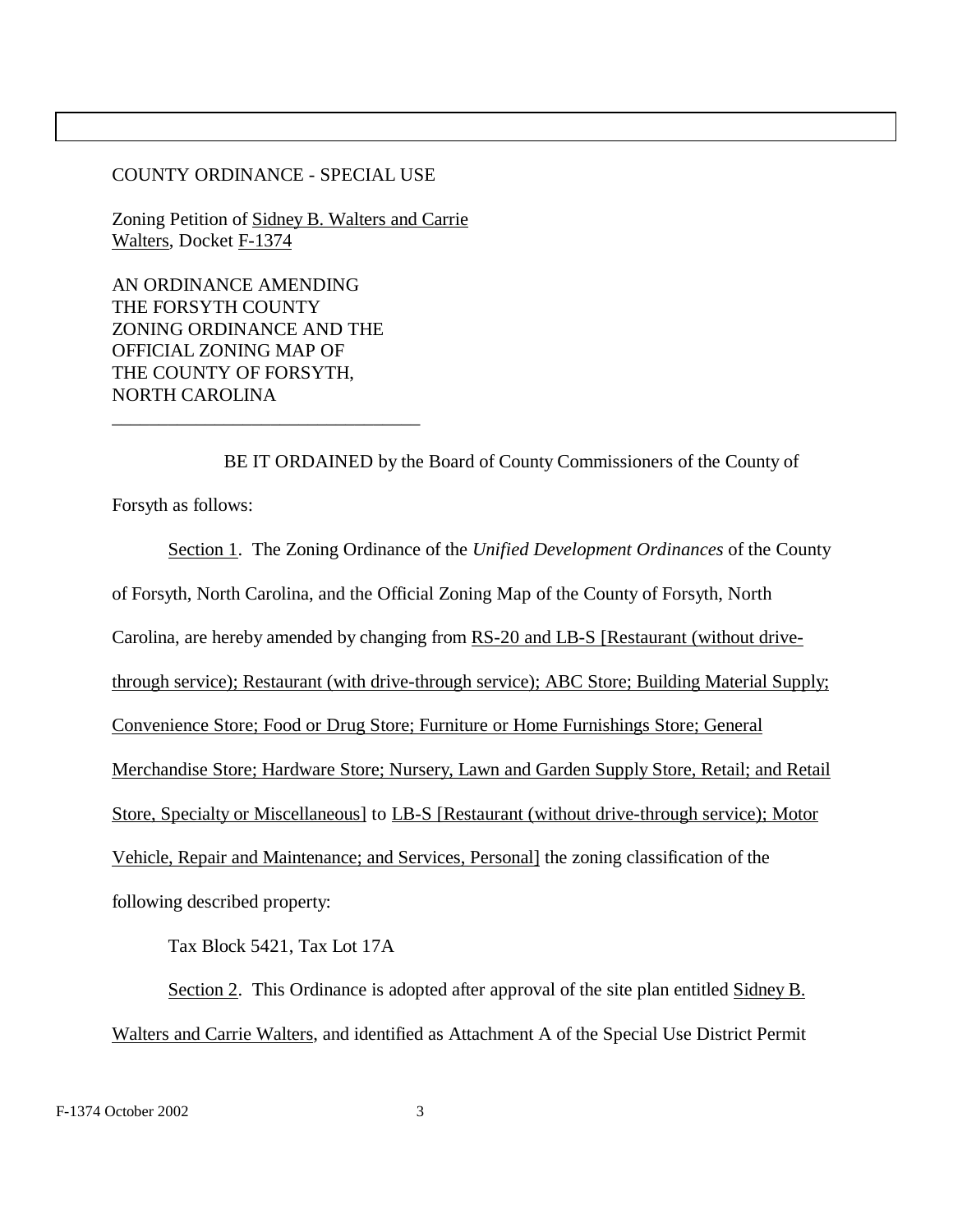COUNTY ORDINANCE - SPECIAL USE

Zoning Petition of Sidney B. Walters and Carrie Walters, Docket F-1374

AN ORDINANCE AMENDING THE FORSYTH COUNTY ZONING ORDINANCE AND THE OFFICIAL ZONING MAP OF THE COUNTY OF FORSYTH, NORTH CAROLINA

---

BE IT ORDAINED by the Board of County Commissioners of the County of Forsyth as follows:

Section 1. The Zoning Ordinance of the *Unified Development Ordinances* of the County of Forsyth, North Carolina, and the Official Zoning Map of the County of Forsyth, North Carolina, are hereby amended by changing from RS-20 and LB-S [Restaurant (without drive-through service); Restaurant (with drive-through service); ABC Store; Building Material Supply; Convenience Store; Food or Drug Store; Furniture or Home Furnishings Store; General Merchandise Store; Hardware Store; Nursery, Lawn and Garden Supply Store, Retail; and Retail Store, Specialty or Miscellaneous] to LB-S [Restaurant (without drive-through service); Motor Vehicle, Repair and Maintenance; and Services, Personal] the zoning classification of the following described property:

Tax Block 5421, Tax Lot 17A

Section 2. This Ordinance is adopted after approval of the site plan entitled Sidney B. Walters and Carrie Walters, and identified as Attachment A of the Special Use District Permit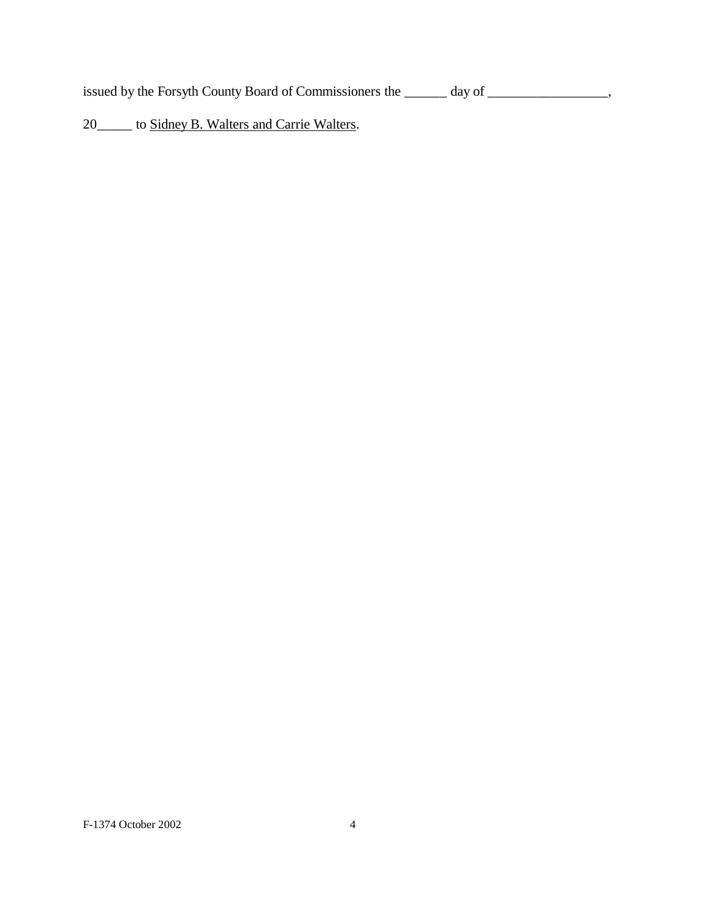issued by the Forsyth County Board of Commissioners the ______ day of _________________,

20_____ to Sidney B. Walters and Carrie Walters.

F-1374 October 2002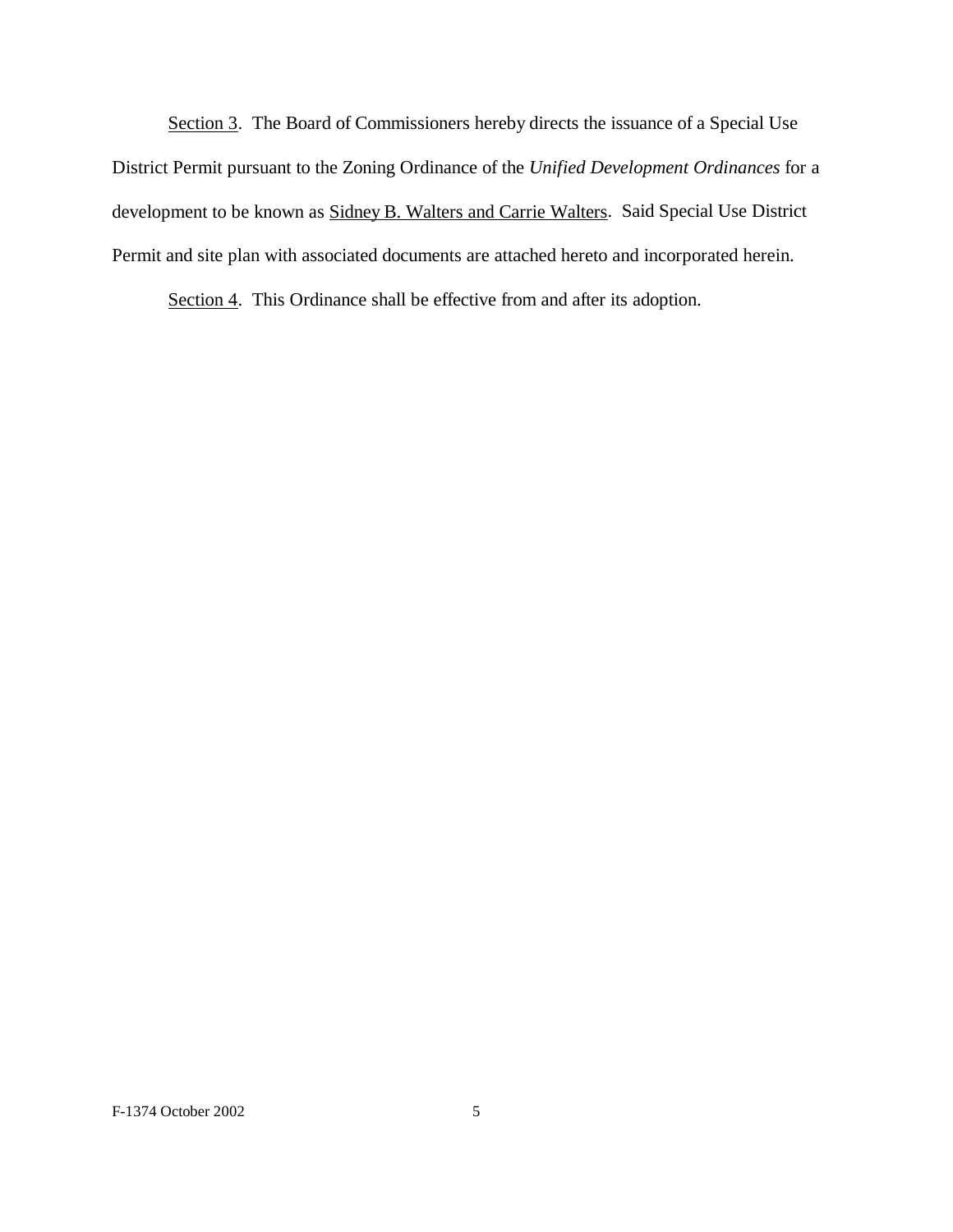Section 3. The Board of Commissioners hereby directs the issuance of a Special Use District Permit pursuant to the Zoning Ordinance of the *Unified Development Ordinances* for a development to be known as Sidney B. Walters and Carrie Walters. Said Special Use District Permit and site plan with associated documents are attached hereto and incorporated herein.

Section 4. This Ordinance shall be effective from and after its adoption.

F-1374 October 2002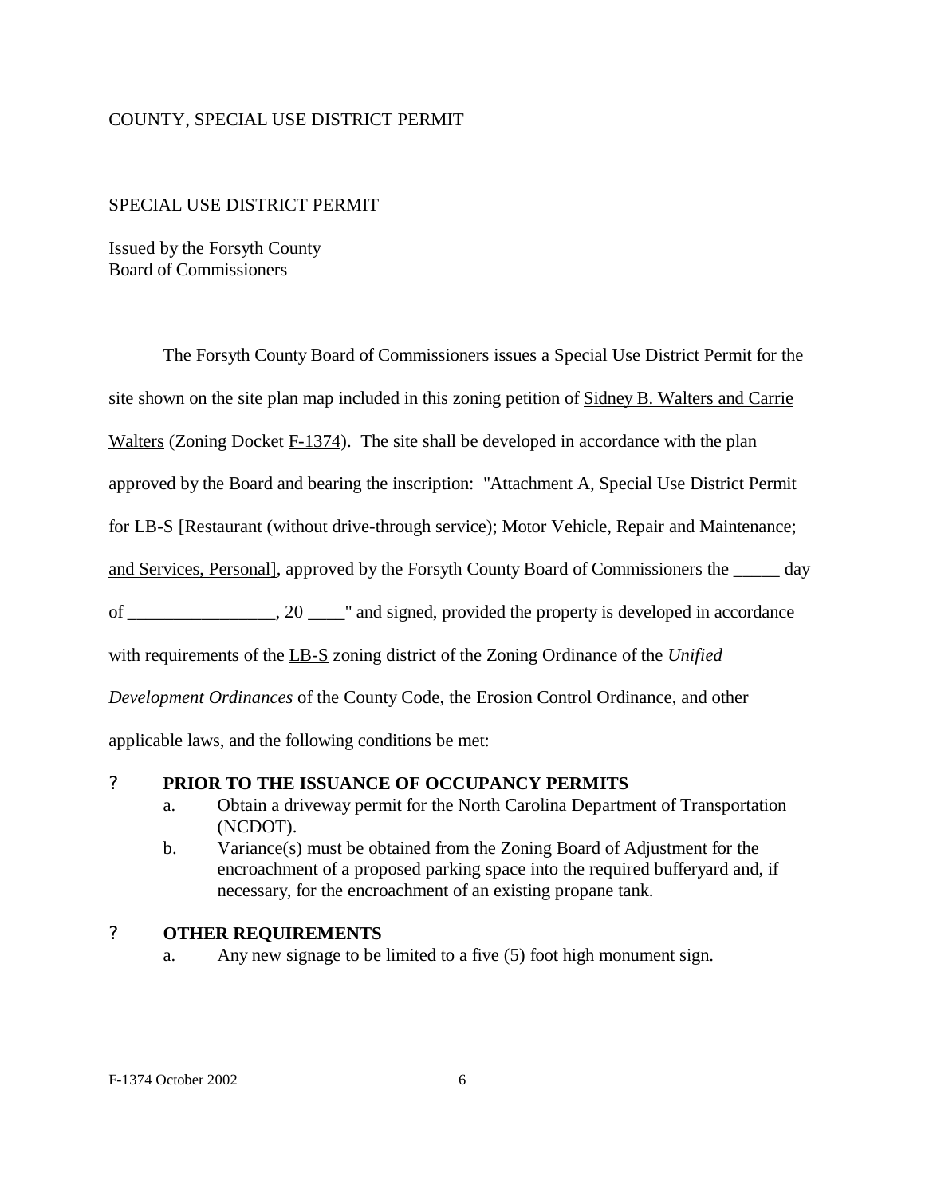COUNTY, SPECIAL USE DISTRICT PERMIT

SPECIAL USE DISTRICT PERMIT

Issued by the Forsyth County
Board of Commissioners

The Forsyth County Board of Commissioners issues a Special Use District Permit for the site shown on the site plan map included in this zoning petition of Sidney B. Walters and Carrie Walters (Zoning Docket F-1374). The site shall be developed in accordance with the plan approved by the Board and bearing the inscription: "Attachment A, Special Use District Permit for LB-S [Restaurant (without drive-through service); Motor Vehicle, Repair and Maintenance; and Services, Personal], approved by the Forsyth County Board of Commissioners the _____ day of ________________, 20 ____" and signed, provided the property is developed in accordance with requirements of the LB-S zoning district of the Zoning Ordinance of the *Unified Development Ordinances* of the County Code, the Erosion Control Ordinance, and other applicable laws, and the following conditions be met:

? **PRIOR TO THE ISSUANCE OF OCCUPANCY PERMITS**

a. Obtain a driveway permit for the North Carolina Department of Transportation (NCDOT).

b. Variance(s) must be obtained from the Zoning Board of Adjustment for the encroachment of a proposed parking space into the required bufferyard and, if necessary, for the encroachment of an existing propane tank.

? **OTHER REQUIREMENTS**

a. Any new signage to be limited to a five (5) foot high monument sign.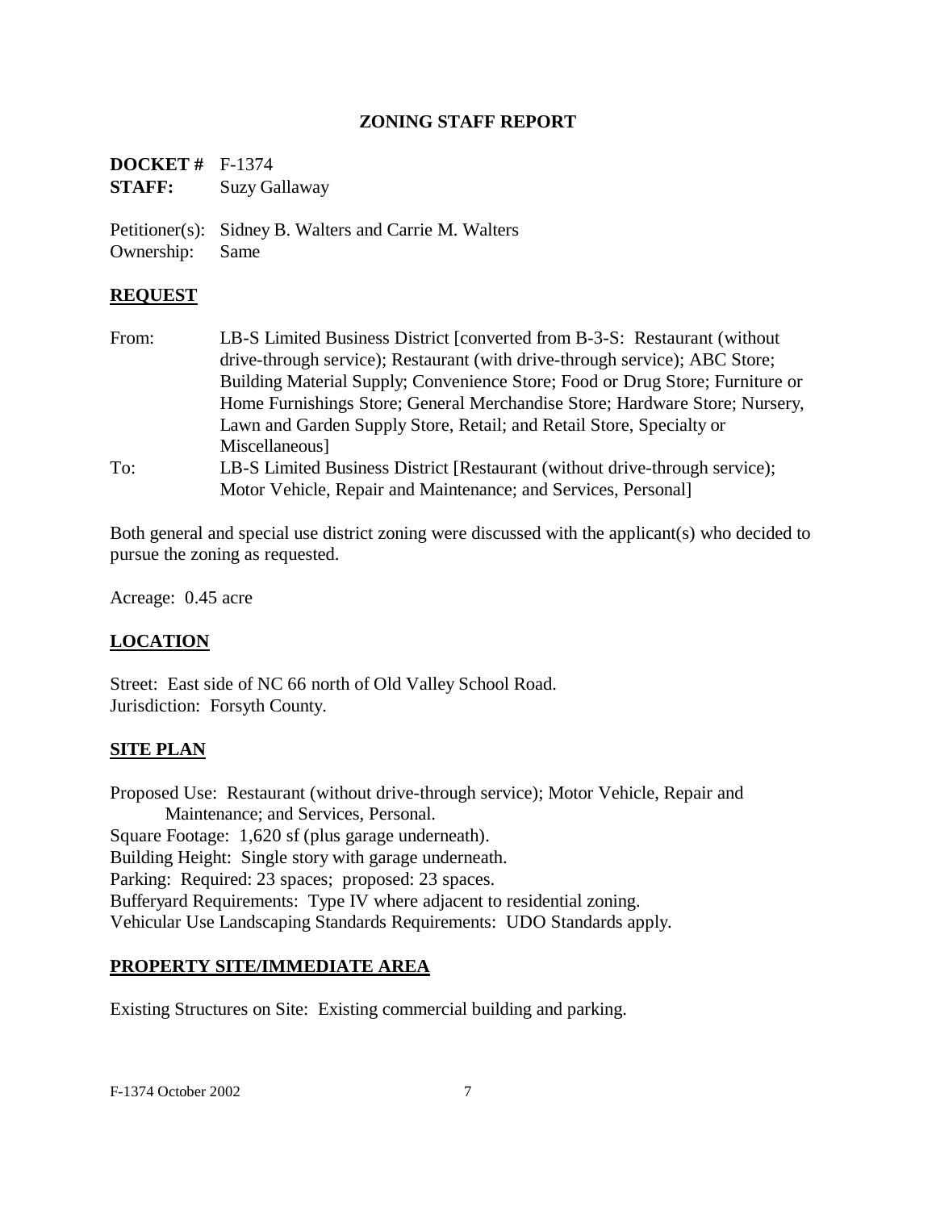## ZONING STAFF REPORT

**DOCKET #** F-1374
**STAFF:** Suzy Gallaway

Petitioner(s): Sidney B. Walters and Carrie M. Walters
Ownership: Same

### REQUEST

From: LB-S Limited Business District [converted from B-3-S: Restaurant (without drive-through service); Restaurant (with drive-through service); ABC Store; Building Material Supply; Convenience Store; Food or Drug Store; Furniture or Home Furnishings Store; General Merchandise Store; Hardware Store; Nursery, Lawn and Garden Supply Store, Retail; and Retail Store, Specialty or Miscellaneous]

To: LB-S Limited Business District [Restaurant (without drive-through service); Motor Vehicle, Repair and Maintenance; and Services, Personal]

Both general and special use district zoning were discussed with the applicant(s) who decided to pursue the zoning as requested.

Acreage: 0.45 acre

### LOCATION

Street: East side of NC 66 north of Old Valley School Road.
Jurisdiction: Forsyth County.

### SITE PLAN

Proposed Use: Restaurant (without drive-through service); Motor Vehicle, Repair and Maintenance; and Services, Personal.
Square Footage: 1,620 sf (plus garage underneath).
Building Height: Single story with garage underneath.
Parking: Required: 23 spaces; proposed: 23 spaces.
Bufferyard Requirements: Type IV where adjacent to residential zoning.
Vehicular Use Landscaping Standards Requirements: UDO Standards apply.

### PROPERTY SITE/IMMEDIATE AREA

Existing Structures on Site: Existing commercial building and parking.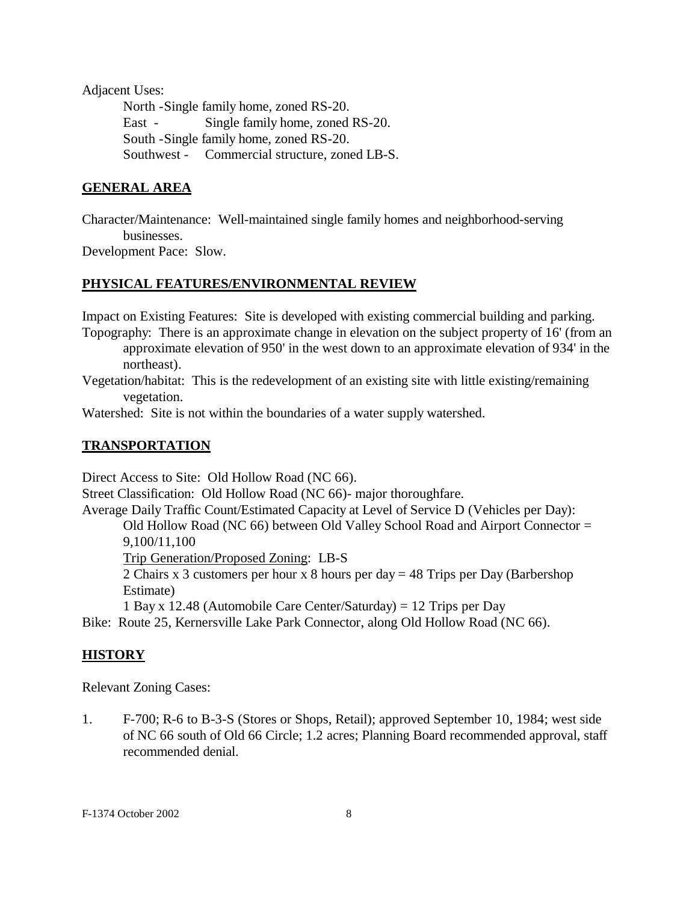Adjacent Uses:

North - Single family home, zoned RS-20.
East - Single family home, zoned RS-20.
South - Single family home, zoned RS-20.
Southwest - Commercial structure, zoned LB-S.

## GENERAL AREA

Character/Maintenance: Well-maintained single family homes and neighborhood-serving businesses.
Development Pace: Slow.

## PHYSICAL FEATURES/ENVIRONMENTAL REVIEW

Impact on Existing Features: Site is developed with existing commercial building and parking.
Topography: There is an approximate change in elevation on the subject property of 16' (from an approximate elevation of 950' in the west down to an approximate elevation of 934' in the northeast).
Vegetation/habitat: This is the redevelopment of an existing site with little existing/remaining vegetation.
Watershed: Site is not within the boundaries of a water supply watershed.

## TRANSPORTATION

Direct Access to Site: Old Hollow Road (NC 66).
Street Classification: Old Hollow Road (NC 66)- major thoroughfare.
Average Daily Traffic Count/Estimated Capacity at Level of Service D (Vehicles per Day):
Old Hollow Road (NC 66) between Old Valley School Road and Airport Connector = 9,100/11,100
Trip Generation/Proposed Zoning: LB-S
2 Chairs x 3 customers per hour x 8 hours per day = 48 Trips per Day (Barbershop Estimate)
1 Bay x 12.48 (Automobile Care Center/Saturday) = 12 Trips per Day
Bike: Route 25, Kernersville Lake Park Connector, along Old Hollow Road (NC 66).

## HISTORY

Relevant Zoning Cases:

1. F-700; R-6 to B-3-S (Stores or Shops, Retail); approved September 10, 1984; west side of NC 66 south of Old 66 Circle; 1.2 acres; Planning Board recommended approval, staff recommended denial.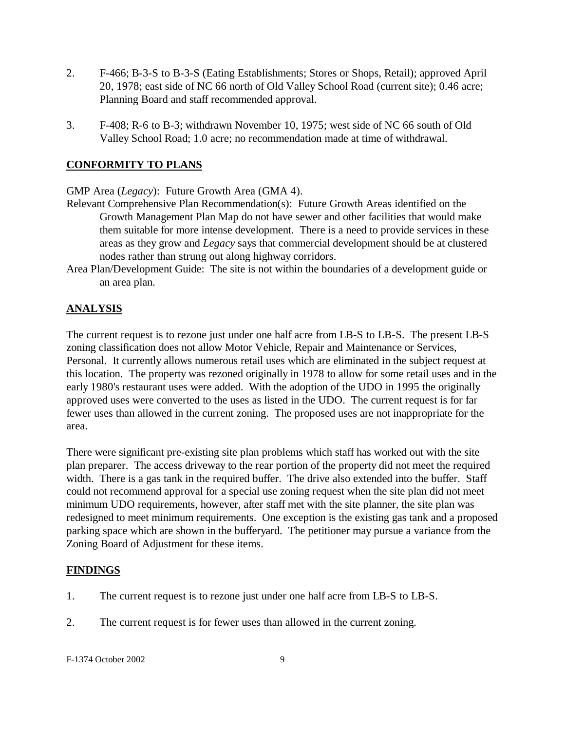2. F-466; B-3-S to B-3-S (Eating Establishments; Stores or Shops, Retail); approved April 20, 1978; east side of NC 66 north of Old Valley School Road (current site); 0.46 acre; Planning Board and staff recommended approval.

3. F-408; R-6 to B-3; withdrawn November 10, 1975; west side of NC 66 south of Old Valley School Road; 1.0 acre; no recommendation made at time of withdrawal.

## CONFORMITY TO PLANS

GMP Area (*Legacy*): Future Growth Area (GMA 4).

Relevant Comprehensive Plan Recommendation(s): Future Growth Areas identified on the Growth Management Plan Map do not have sewer and other facilities that would make them suitable for more intense development. There is a need to provide services in these areas as they grow and *Legacy* says that commercial development should be at clustered nodes rather than strung out along highway corridors.

Area Plan/Development Guide: The site is not within the boundaries of a development guide or an area plan.

## ANALYSIS

The current request is to rezone just under one half acre from LB-S to LB-S. The present LB-S zoning classification does not allow Motor Vehicle, Repair and Maintenance or Services, Personal. It currently allows numerous retail uses which are eliminated in the subject request at this location. The property was rezoned originally in 1978 to allow for some retail uses and in the early 1980's restaurant uses were added. With the adoption of the UDO in 1995 the originally approved uses were converted to the uses as listed in the UDO. The current request is for far fewer uses than allowed in the current zoning. The proposed uses are not inappropriate for the area.

There were significant pre-existing site plan problems which staff has worked out with the site plan preparer. The access driveway to the rear portion of the property did not meet the required width. There is a gas tank in the required buffer. The drive also extended into the buffer. Staff could not recommend approval for a special use zoning request when the site plan did not meet minimum UDO requirements, however, after staff met with the site planner, the site plan was redesigned to meet minimum requirements. One exception is the existing gas tank and a proposed parking space which are shown in the bufferyard. The petitioner may pursue a variance from the Zoning Board of Adjustment for these items.

## FINDINGS

1. The current request is to rezone just under one half acre from LB-S to LB-S.

2. The current request is for fewer uses than allowed in the current zoning.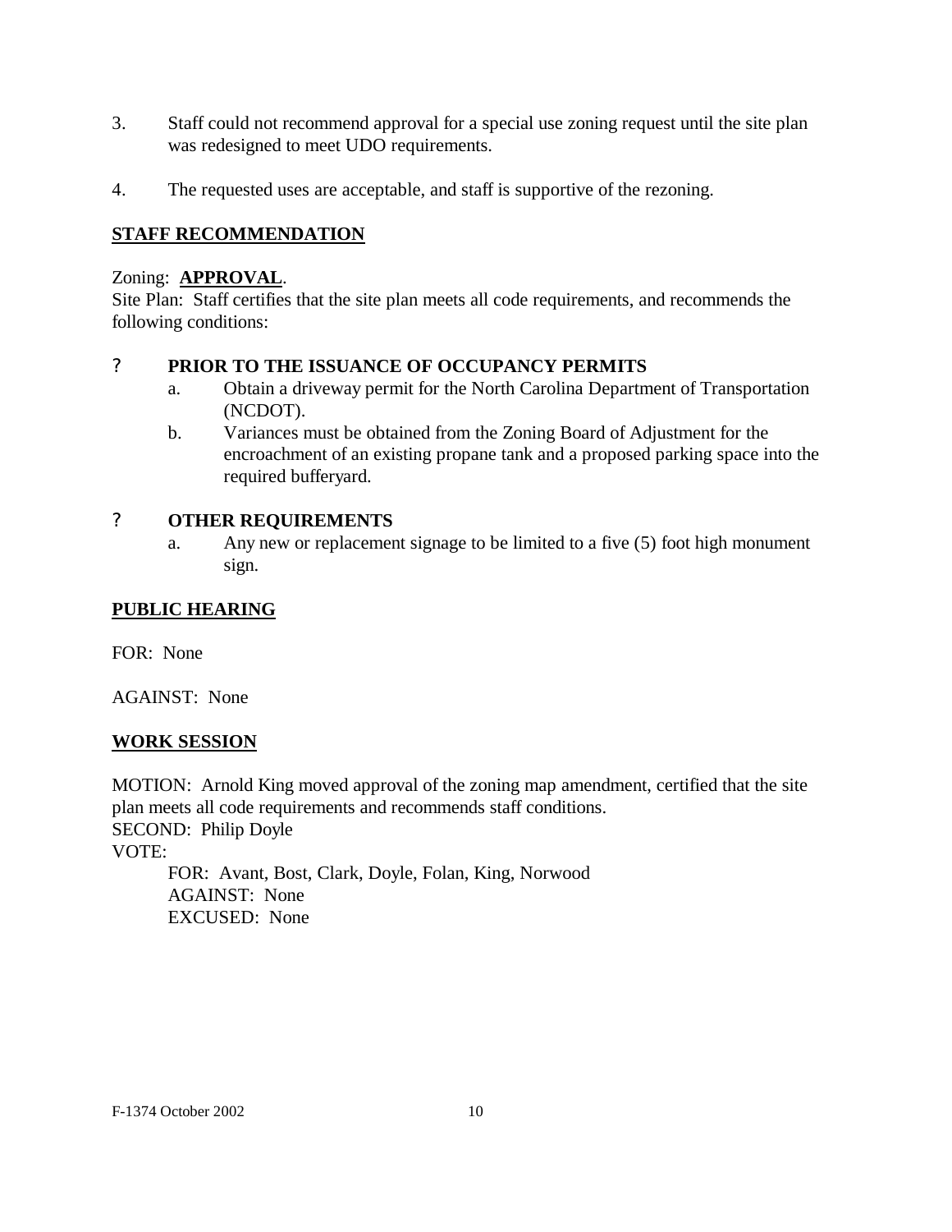3. Staff could not recommend approval for a special use zoning request until the site plan was redesigned to meet UDO requirements.

4. The requested uses are acceptable, and staff is supportive of the rezoning.

## STAFF RECOMMENDATION

Zoning: **APPROVAL**.
Site Plan: Staff certifies that the site plan meets all code requirements, and recommends the following conditions:

? **PRIOR TO THE ISSUANCE OF OCCUPANCY PERMITS**
   a. Obtain a driveway permit for the North Carolina Department of Transportation (NCDOT).
   b. Variances must be obtained from the Zoning Board of Adjustment for the encroachment of an existing propane tank and a proposed parking space into the required bufferyard.

? **OTHER REQUIREMENTS**
   a. Any new or replacement signage to be limited to a five (5) foot high monument sign.

## PUBLIC HEARING

FOR: None

AGAINST: None

## WORK SESSION

MOTION: Arnold King moved approval of the zoning map amendment, certified that the site plan meets all code requirements and recommends staff conditions.
SECOND: Philip Doyle
VOTE:
  FOR: Avant, Bost, Clark, Doyle, Folan, King, Norwood
  AGAINST: None
  EXCUSED: None

F-1374 October 2002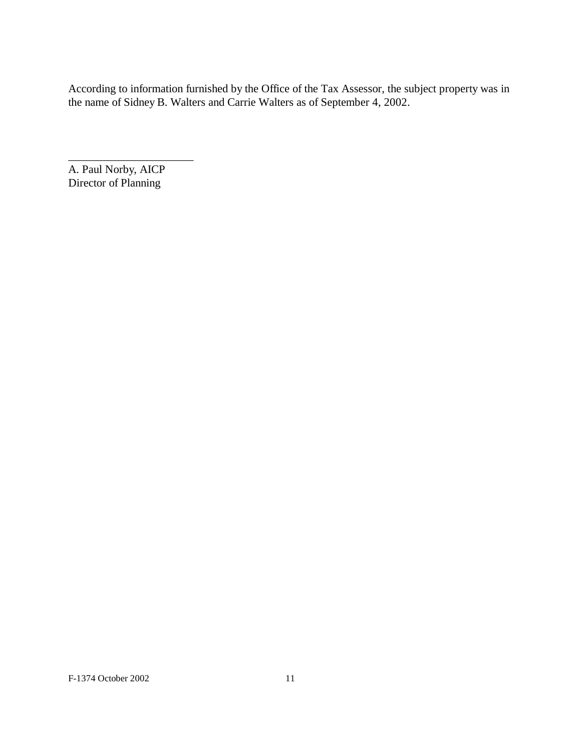According to information furnished by the Office of the Tax Assessor, the subject property was in the name of Sidney B. Walters and Carrie Walters as of September 4, 2002.

______________________

A. Paul Norby, AICP
Director of Planning

F-1374 October 2002